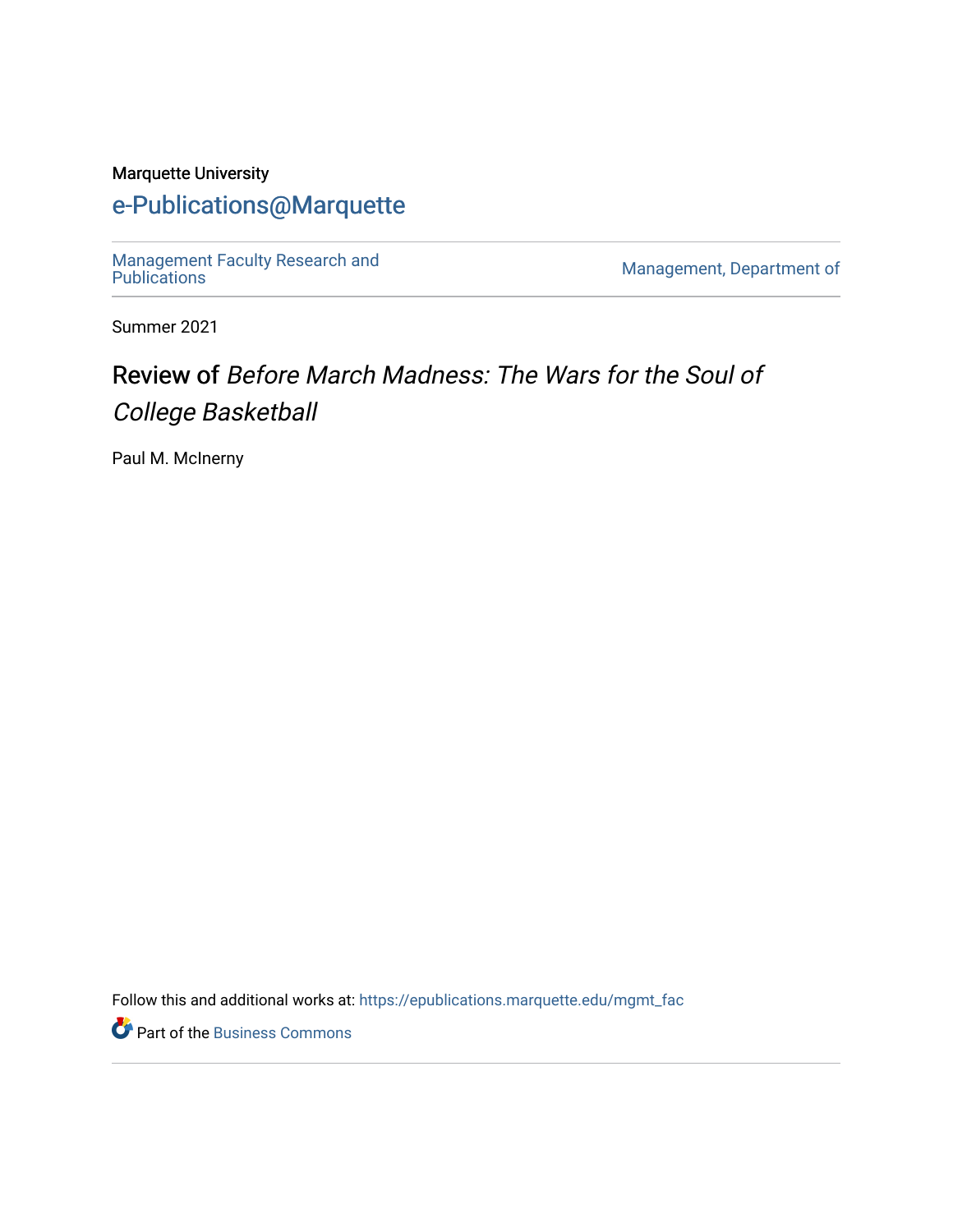Marquette University

# e-Publications@Marquette

Management Faculty Research and Publications

Management, Department of

Summer 2021

## Review of *Before March Madness: The Wars for the Soul of College Basketball*

Paul M. McInerny

Follow this and additional works at: https://epublications.marquette.edu/mgmt_fac

Part of the Business Commons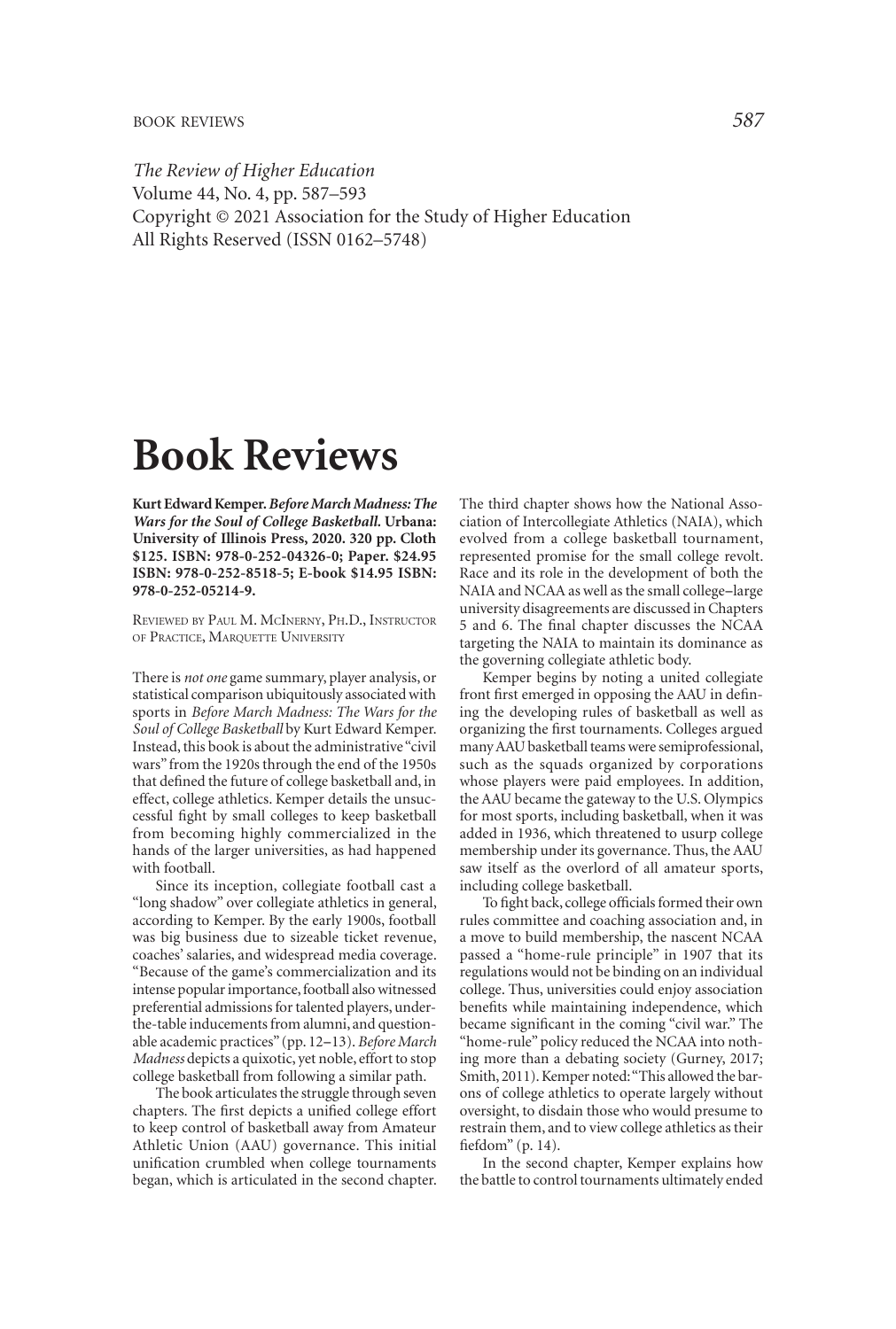*The Review of Higher Education*
Volume 44, No. 4, pp. 587–593
Copyright © 2021 Association for the Study of Higher Education
All Rights Reserved (ISSN 0162–5748)

# Book Reviews

**Kurt Edward Kemper. *Before March Madness: The Wars for the Soul of College Basketball.* Urbana: University of Illinois Press, 2020. 320 pp. Cloth $125. ISBN: 978-0-252-04326-0; Paper. $24.95 ISBN: 978-0-252-8518-5; E-book $14.95 ISBN: 978-0-252-05214-9.**

Reviewed by Paul M. McInerny, Ph.D., Instructor of Practice, Marquette University

There is *not one* game summary, player analysis, or statistical comparison ubiquitously associated with sports in *Before March Madness: The Wars for the Soul of College Basketball* by Kurt Edward Kemper. Instead, this book is about the administrative "civil wars" from the 1920s through the end of the 1950s that defined the future of college basketball and, in effect, college athletics. Kemper details the unsuccessful fight by small colleges to keep basketball from becoming highly commercialized in the hands of the larger universities, as had happened with football.

Since its inception, collegiate football cast a "long shadow" over collegiate athletics in general, according to Kemper. By the early 1900s, football was big business due to sizeable ticket revenue, coaches' salaries, and widespread media coverage. "Because of the game's commercialization and its intense popular importance, football also witnessed preferential admissions for talented players, under-the-table inducements from alumni, and questionable academic practices" (pp. 12–13). *Before March Madness* depicts a quixotic, yet noble, effort to stop college basketball from following a similar path.

The book articulates the struggle through seven chapters. The first depicts a unified college effort to keep control of basketball away from Amateur Athletic Union (AAU) governance. This initial unification crumbled when college tournaments began, which is articulated in the second chapter. The third chapter shows how the National Association of Intercollegiate Athletics (NAIA), which evolved from a college basketball tournament, represented promise for the small college revolt. Race and its role in the development of both the NAIA and NCAA as well as the small college–large university disagreements are discussed in Chapters 5 and 6. The final chapter discusses the NCAA targeting the NAIA to maintain its dominance as the governing collegiate athletic body.

Kemper begins by noting a united collegiate front first emerged in opposing the AAU in defining the developing rules of basketball as well as organizing the first tournaments. Colleges argued many AAU basketball teams were semiprofessional, such as the squads organized by corporations whose players were paid employees. In addition, the AAU became the gateway to the U.S. Olympics for most sports, including basketball, when it was added in 1936, which threatened to usurp college membership under its governance. Thus, the AAU saw itself as the overlord of all amateur sports, including college basketball.

To fight back, college officials formed their own rules committee and coaching association and, in a move to build membership, the nascent NCAA passed a "home-rule principle" in 1907 that its regulations would not be binding on an individual college. Thus, universities could enjoy association benefits while maintaining independence, which became significant in the coming "civil war." The "home-rule" policy reduced the NCAA into nothing more than a debating society (Gurney, 2017; Smith, 2011). Kemper noted: "This allowed the barons of college athletics to operate largely without oversight, to disdain those who would presume to restrain them, and to view college athletics as their fiefdom" (p. 14).

In the second chapter, Kemper explains how the battle to control tournaments ultimately ended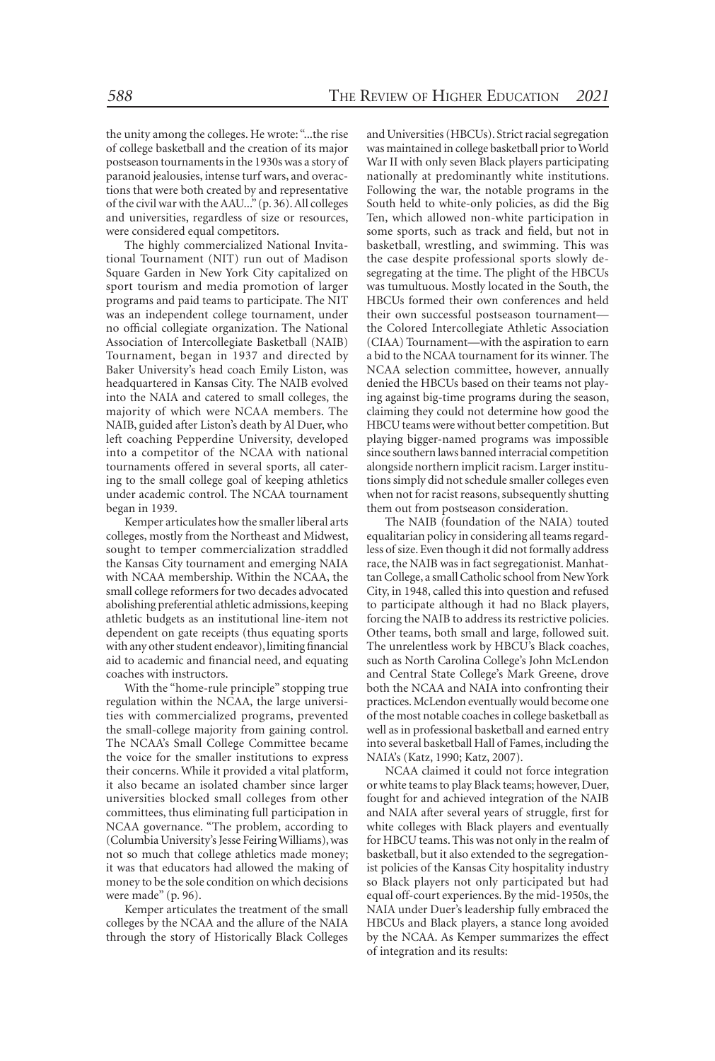the unity among the colleges. He wrote: "...the rise of college basketball and the creation of its major postseason tournaments in the 1930s was a story of paranoid jealousies, intense turf wars, and overreactions that were both created by and representative of the civil war with the AAU..." (p. 36). All colleges and universities, regardless of size or resources, were considered equal competitors.

The highly commercialized National Invitational Tournament (NIT) run out of Madison Square Garden in New York City capitalized on sport tourism and media promotion of larger programs and paid teams to participate. The NIT was an independent college tournament, under no official collegiate organization. The National Association of Intercollegiate Basketball (NAIB) Tournament, began in 1937 and directed by Baker University's head coach Emily Liston, was headquartered in Kansas City. The NAIB evolved into the NAIA and catered to small colleges, the majority of which were NCAA members. The NAIB, guided after Liston's death by Al Duer, who left coaching Pepperdine University, developed into a competitor of the NCAA with national tournaments offered in several sports, all catering to the small college goal of keeping athletics under academic control. The NCAA tournament began in 1939.

Kemper articulates how the smaller liberal arts colleges, mostly from the Northeast and Midwest, sought to temper commercialization straddled the Kansas City tournament and emerging NAIA with NCAA membership. Within the NCAA, the small college reformers for two decades advocated abolishing preferential athletic admissions, keeping athletic budgets as an institutional line-item not dependent on gate receipts (thus equating sports with any other student endeavor), limiting financial aid to academic and financial need, and equating coaches with instructors.

With the "home-rule principle" stopping true regulation within the NCAA, the large universities with commercialized programs, prevented the small-college majority from gaining control. The NCAA's Small College Committee became the voice for the smaller institutions to express their concerns. While it provided a vital platform, it also became an isolated chamber since larger universities blocked small colleges from other committees, thus eliminating full participation in NCAA governance. "The problem, according to (Columbia University's Jesse Feiring Williams), was not so much that college athletics made money; it was that educators had allowed the making of money to be the sole condition on which decisions were made" (p. 96).

Kemper articulates the treatment of the small colleges by the NCAA and the allure of the NAIA through the story of Historically Black Colleges and Universities (HBCUs). Strict racial segregation was maintained in college basketball prior to World War II with only seven Black players participating nationally at predominantly white institutions. Following the war, the notable programs in the South held to white-only policies, as did the Big Ten, which allowed non-white participation in some sports, such as track and field, but not in basketball, wrestling, and swimming. This was the case despite professional sports slowly desegregating at the time. The plight of the HBCUs was tumultuous. Mostly located in the South, the HBCUs formed their own conferences and held their own successful postseason tournament—the Colored Intercollegiate Athletic Association (CIAA) Tournament—with the aspiration to earn a bid to the NCAA tournament for its winner. The NCAA selection committee, however, annually denied the HBCUs based on their teams not playing against big-time programs during the season, claiming they could not determine how good the HBCU teams were without better competition. But playing bigger-named programs was impossible since southern laws banned interracial competition alongside northern implicit racism. Larger institutions simply did not schedule smaller colleges even when not for racist reasons, subsequently shutting them out from postseason consideration.

The NAIB (foundation of the NAIA) touted equalitarian policy in considering all teams regardless of size. Even though it did not formally address race, the NAIB was in fact segregationist. Manhattan College, a small Catholic school from New York City, in 1948, called this into question and refused to participate although it had no Black players, forcing the NAIB to address its restrictive policies. Other teams, both small and large, followed suit. The unrelentless work by HBCU's Black coaches, such as North Carolina College's John McLendon and Central State College's Mark Greene, drove both the NCAA and NAIA into confronting their practices. McLendon eventually would become one of the most notable coaches in college basketball as well as in professional basketball and earned entry into several basketball Hall of Fames, including the NAIA's (Katz, 1990; Katz, 2007).

NCAA claimed it could not force integration or white teams to play Black teams; however, Duer, fought for and achieved integration of the NAIB and NAIA after several years of struggle, first for white colleges with Black players and eventually for HBCU teams. This was not only in the realm of basketball, but it also extended to the segregationist policies of the Kansas City hospitality industry so Black players not only participated but had equal off-court experiences. By the mid-1950s, the NAIA under Duer's leadership fully embraced the HBCUs and Black players, a stance long avoided by the NCAA. As Kemper summarizes the effect of integration and its results: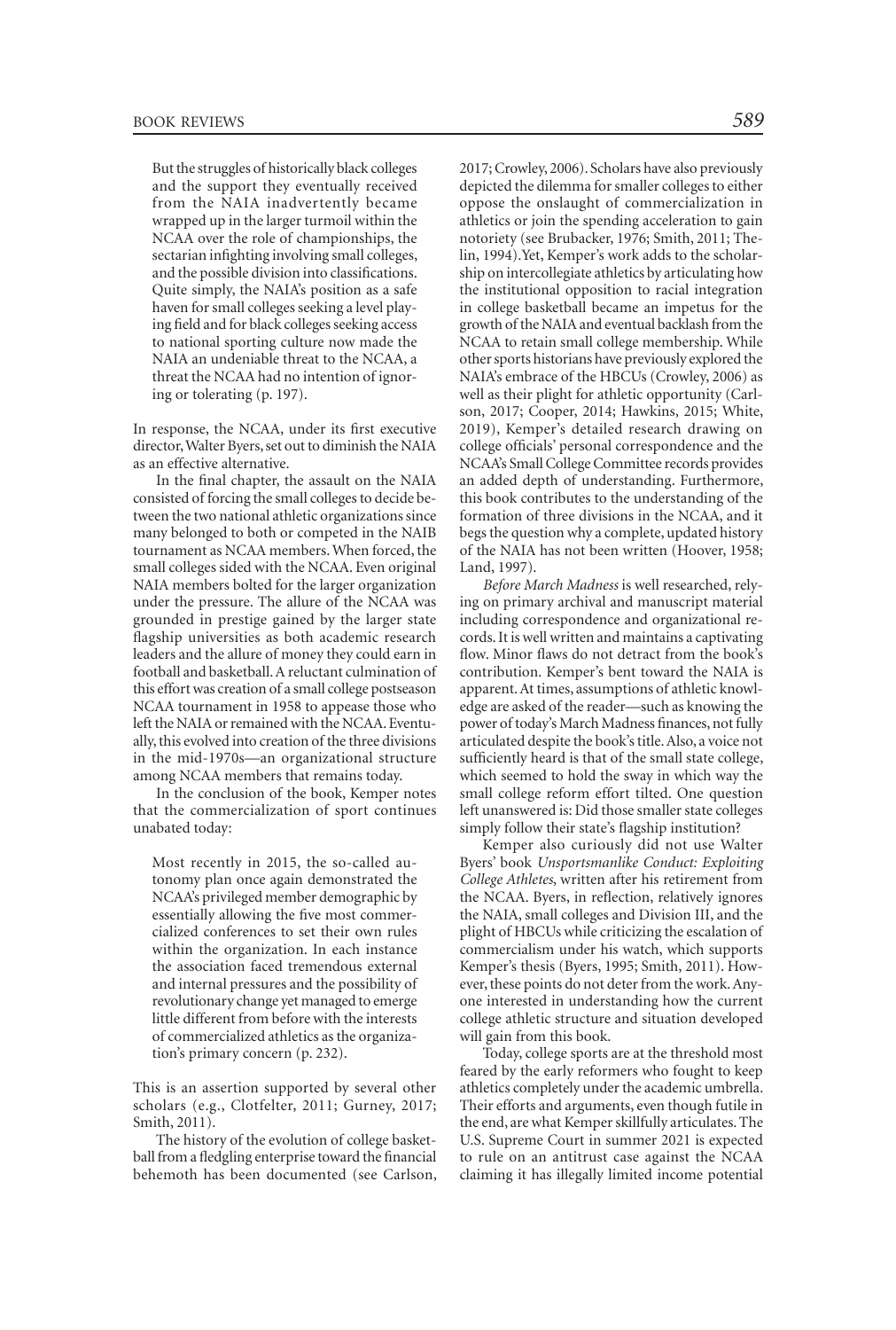> But the struggles of historically black colleges and the support they eventually received from the NAIA inadvertently became wrapped up in the larger turmoil within the NCAA over the role of championships, the sectarian infighting involving small colleges, and the possible division into classifications. Quite simply, the NAIA's position as a safe haven for small colleges seeking a level playing field and for black colleges seeking access to national sporting culture now made the NAIA an undeniable threat to the NCAA, a threat the NCAA had no intention of ignoring or tolerating (p. 197).

In response, the NCAA, under its first executive director, Walter Byers, set out to diminish the NAIA as an effective alternative.

In the final chapter, the assault on the NAIA consisted of forcing the small colleges to decide between the two national athletic organizations since many belonged to both or competed in the NAIB tournament as NCAA members. When forced, the small colleges sided with the NCAA. Even original NAIA members bolted for the larger organization under the pressure. The allure of the NCAA was grounded in prestige gained by the larger state flagship universities as both academic research leaders and the allure of money they could earn in football and basketball. A reluctant culmination of this effort was creation of a small college postseason NCAA tournament in 1958 to appease those who left the NAIA or remained with the NCAA. Eventually, this evolved into creation of the three divisions in the mid-1970s—an organizational structure among NCAA members that remains today.

In the conclusion of the book, Kemper notes that the commercialization of sport continues unabated today:

> Most recently in 2015, the so-called autonomy plan once again demonstrated the NCAA's privileged member demographic by essentially allowing the five most commercialized conferences to set their own rules within the organization. In each instance the association faced tremendous external and internal pressures and the possibility of revolutionary change yet managed to emerge little different from before with the interests of commercialized athletics as the organization's primary concern (p. 232).

This is an assertion supported by several other scholars (e.g., Clotfelter, 2011; Gurney, 2017; Smith, 2011).

The history of the evolution of college basketball from a fledgling enterprise toward the financial behemoth has been documented (see Carlson, 2017; Crowley, 2006). Scholars have also previously depicted the dilemma for smaller colleges to either oppose the onslaught of commercialization in athletics or join the spending acceleration to gain notoriety (see Brubacker, 1976; Smith, 2011; Thelin, 1994). Yet, Kemper's work adds to the scholarship on intercollegiate athletics by articulating how the institutional opposition to racial integration in college basketball became an impetus for the growth of the NAIA and eventual backlash from the NCAA to retain small college membership. While other sports historians have previously explored the NAIA's embrace of the HBCUs (Crowley, 2006) as well as their plight for athletic opportunity (Carlson, 2017; Cooper, 2014; Hawkins, 2015; White, 2019), Kemper's detailed research drawing on college officials' personal correspondence and the NCAA's Small College Committee records provides an added depth of understanding. Furthermore, this book contributes to the understanding of the formation of three divisions in the NCAA, and it begs the question why a complete, updated history of the NAIA has not been written (Hoover, 1958; Land, 1997).

*Before March Madness* is well researched, relying on primary archival and manuscript material including correspondence and organizational records. It is well written and maintains a captivating flow. Minor flaws do not detract from the book's contribution. Kemper's bent toward the NAIA is apparent. At times, assumptions of athletic knowledge are asked of the reader—such as knowing the power of today's March Madness finances, not fully articulated despite the book's title. Also, a voice not sufficiently heard is that of the small state college, which seemed to hold the sway in which way the small college reform effort tilted. One question left unanswered is: Did those smaller state colleges simply follow their state's flagship institution?

Kemper also curiously did not use Walter Byers' book *Unsportsmanlike Conduct: Exploiting College Athletes*, written after his retirement from the NCAA. Byers, in reflection, relatively ignores the NAIA, small colleges and Division III, and the plight of HBCUs while criticizing the escalation of commercialism under his watch, which supports Kemper's thesis (Byers, 1995; Smith, 2011). However, these points do not deter from the work. Anyone interested in understanding how the current college athletic structure and situation developed will gain from this book.

Today, college sports are at the threshold most feared by the early reformers who fought to keep athletics completely under the academic umbrella. Their efforts and arguments, even though futile in the end, are what Kemper skillfully articulates. The U.S. Supreme Court in summer 2021 is expected to rule on an antitrust case against the NCAA claiming it has illegally limited income potential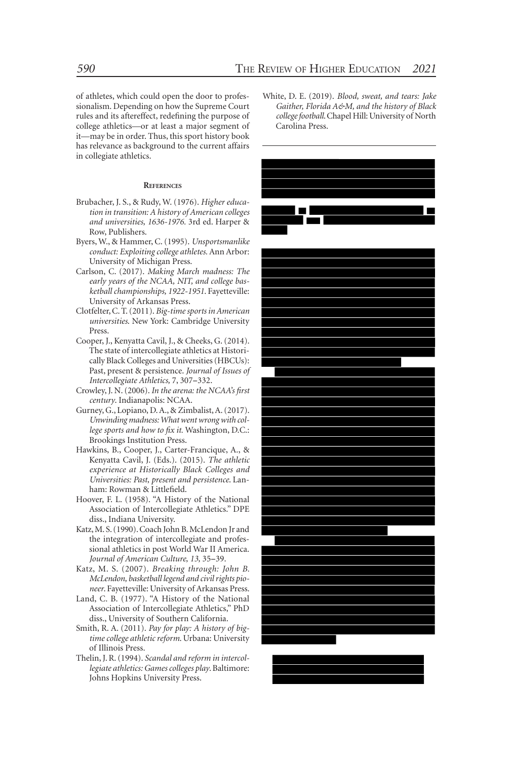of athletes, which could open the door to professionalism. Depending on how the Supreme Court rules and its aftereffect, redefining the purpose of college athletics—or at least a major segment of it—may be in order. Thus, this sport history book has relevance as background to the current affairs in collegiate athletics.

## References

Brubacher, J. S., & Rudy, W. (1976). *Higher education in transition: A history of American colleges and universities, 1636-1976.* 3rd ed. Harper & Row, Publishers.

Byers, W., & Hammer, C. (1995). *Unsportsmanlike conduct: Exploiting college athletes.* Ann Arbor: University of Michigan Press.

Carlson, C. (2017). *Making March madness: The early years of the NCAA, NIT, and college basketball championships, 1922-1951.* Fayetteville: University of Arkansas Press.

Clotfelter, C. T. (2011). *Big-time sports in American universities.* New York: Cambridge University Press.

Cooper, J., Kenyatta Cavil, J., & Cheeks, G. (2014). The state of intercollegiate athletics at Historically Black Colleges and Universities (HBCUs): Past, present & persistence. *Journal of Issues of Intercollegiate Athletics,* 7, 307–332.

Crowley, J. N. (2006). *In the arena: the NCAA's first century.* Indianapolis: NCAA.

Gurney, G., Lopiano, D. A., & Zimbalist, A. (2017). *Unwinding madness: What went wrong with college sports and how to fix it.* Washington, D.C.: Brookings Institution Press.

Hawkins, B., Cooper, J., Carter-Francique, A., & Kenyatta Cavil, J. (Eds.). (2015). *The athletic experience at Historically Black Colleges and Universities: Past, present and persistence.* Lanham: Rowman & Littlefield.

Hoover, F. L. (1958). "A History of the National Association of Intercollegiate Athletics." DPE diss., Indiana University.

Katz, M. S. (1990). Coach John B. McLendon Jr and the integration of intercollegiate and professional athletics in post World War II America. *Journal of American Culture, 13,* 35–39.

Katz, M. S. (2007). *Breaking through: John B. McLendon, basketball legend and civil rights pioneer.* Fayetteville: University of Arkansas Press.

Land, C. B. (1977). "A History of the National Association of Intercollegiate Athletics," PhD diss., University of Southern California.

Smith, R. A. (2011). *Pay for play: A history of big-time college athletic reform.* Urbana: University of Illinois Press.

Thelin, J. R. (1994). *Scandal and reform in intercollegiate athletics: Games colleges play.* Baltimore: Johns Hopkins University Press.

White, D. E. (2019). *Blood, sweat, and tears: Jake Gaither, Florida A&M, and the history of Black college football.* Chapel Hill: University of North Carolina Press.